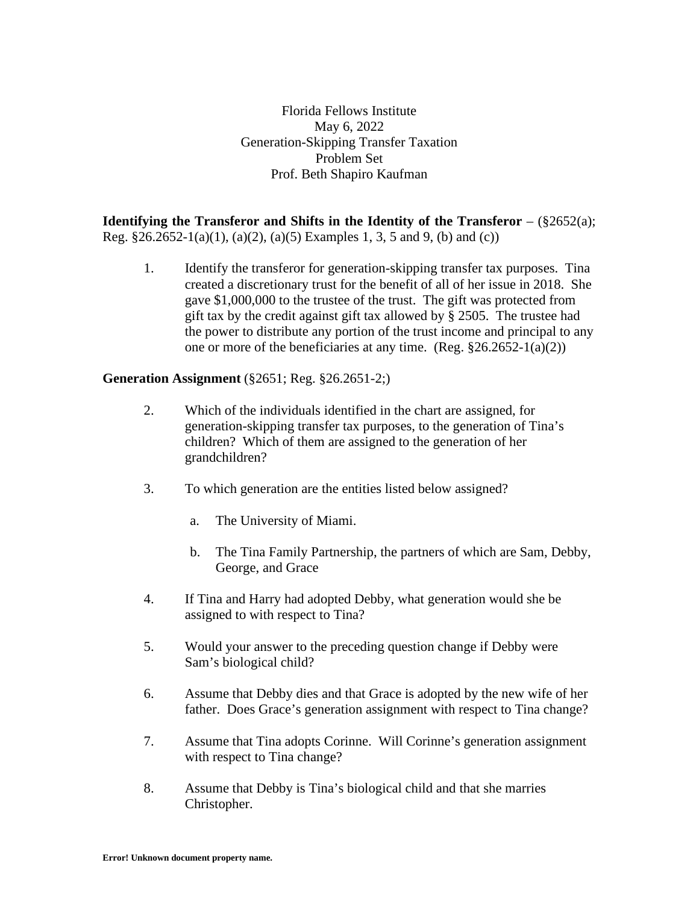Florida Fellows Institute
May 6, 2022
Generation-Skipping Transfer Taxation
Problem Set
Prof. Beth Shapiro Kaufman

**Identifying the Transferor and Shifts in the Identity of the Transferor** – (§2652(a); Reg. §26.2652-1(a)(1), (a)(2), (a)(5) Examples 1, 3, 5 and 9, (b) and (c))

1. Identify the transferor for generation-skipping transfer tax purposes. Tina created a discretionary trust for the benefit of all of her issue in 2018. She gave $1,000,000 to the trustee of the trust. The gift was protected from gift tax by the credit against gift tax allowed by § 2505. The trustee had the power to distribute any portion of the trust income and principal to any one or more of the beneficiaries at any time. (Reg. §26.2652-1(a)(2))

**Generation Assignment** (§2651; Reg. §26.2651-2;)

2. Which of the individuals identified in the chart are assigned, for generation-skipping transfer tax purposes, to the generation of Tina's children? Which of them are assigned to the generation of her grandchildren?

3. To which generation are the entities listed below assigned?

   a. The University of Miami.

   b. The Tina Family Partnership, the partners of which are Sam, Debby, George, and Grace

4. If Tina and Harry had adopted Debby, what generation would she be assigned to with respect to Tina?

5. Would your answer to the preceding question change if Debby were Sam's biological child?

6. Assume that Debby dies and that Grace is adopted by the new wife of her father. Does Grace's generation assignment with respect to Tina change?

7. Assume that Tina adopts Corinne. Will Corinne's generation assignment with respect to Tina change?

8. Assume that Debby is Tina's biological child and that she marries Christopher.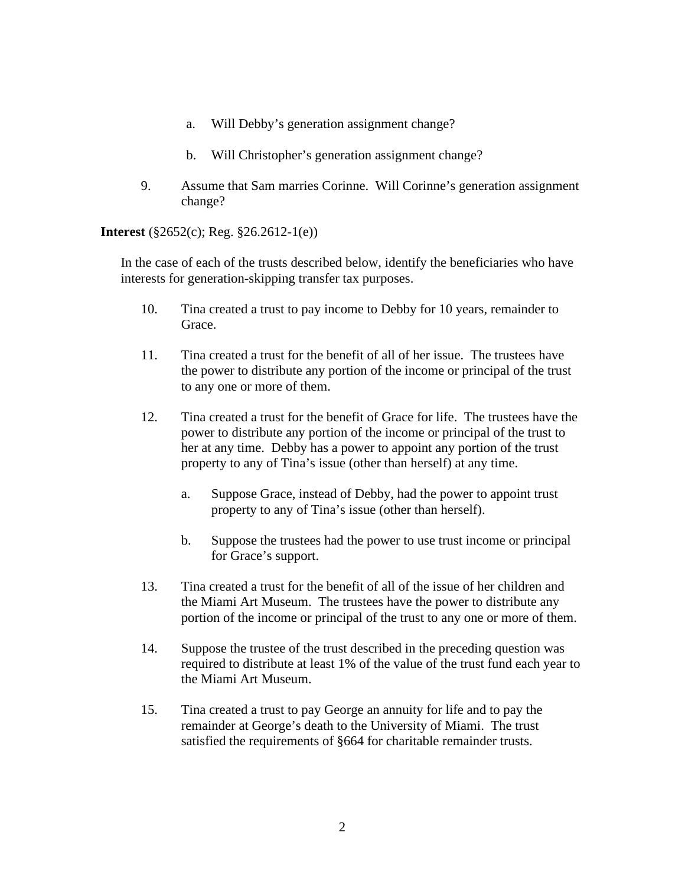a. Will Debby's generation assignment change?

b. Will Christopher's generation assignment change?

9. Assume that Sam marries Corinne. Will Corinne's generation assignment change?

**Interest** (§2652(c); Reg. §26.2612-1(e))

In the case of each of the trusts described below, identify the beneficiaries who have interests for generation-skipping transfer tax purposes.

10. Tina created a trust to pay income to Debby for 10 years, remainder to Grace.

11. Tina created a trust for the benefit of all of her issue. The trustees have the power to distribute any portion of the income or principal of the trust to any one or more of them.

12. Tina created a trust for the benefit of Grace for life. The trustees have the power to distribute any portion of the income or principal of the trust to her at any time. Debby has a power to appoint any portion of the trust property to any of Tina's issue (other than herself) at any time.

    a. Suppose Grace, instead of Debby, had the power to appoint trust property to any of Tina's issue (other than herself).

    b. Suppose the trustees had the power to use trust income or principal for Grace's support.

13. Tina created a trust for the benefit of all of the issue of her children and the Miami Art Museum. The trustees have the power to distribute any portion of the income or principal of the trust to any one or more of them.

14. Suppose the trustee of the trust described in the preceding question was required to distribute at least 1% of the value of the trust fund each year to the Miami Art Museum.

15. Tina created a trust to pay George an annuity for life and to pay the remainder at George's death to the University of Miami. The trust satisfied the requirements of §664 for charitable remainder trusts.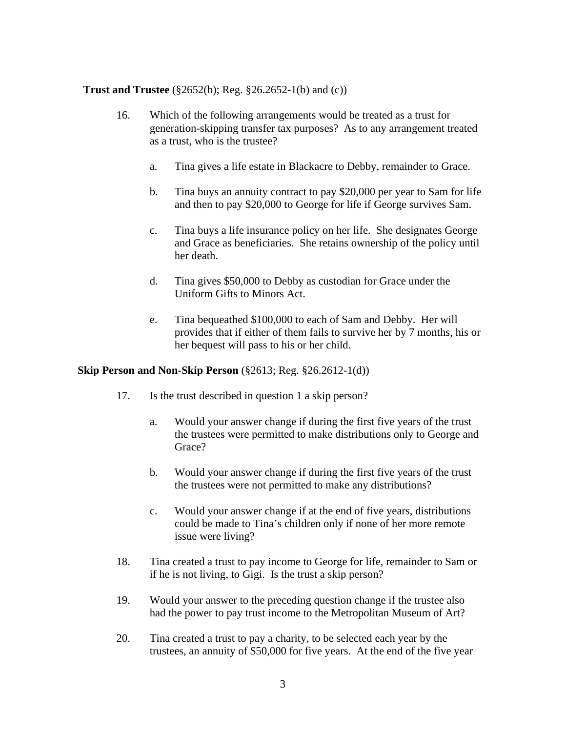**Trust and Trustee** (§2652(b); Reg. §26.2652-1(b) and (c))

16. Which of the following arrangements would be treated as a trust for generation-skipping transfer tax purposes? As to any arrangement treated as a trust, who is the trustee?

    a. Tina gives a life estate in Blackacre to Debby, remainder to Grace.

    b. Tina buys an annuity contract to pay $20,000 per year to Sam for life and then to pay $20,000 to George for life if George survives Sam.

    c. Tina buys a life insurance policy on her life. She designates George and Grace as beneficiaries. She retains ownership of the policy until her death.

    d. Tina gives $50,000 to Debby as custodian for Grace under the Uniform Gifts to Minors Act.

    e. Tina bequeathed $100,000 to each of Sam and Debby. Her will provides that if either of them fails to survive her by 7 months, his or her bequest will pass to his or her child.

**Skip Person and Non-Skip Person** (§2613; Reg. §26.2612-1(d))

17. Is the trust described in question 1 a skip person?

    a. Would your answer change if during the first five years of the trust the trustees were permitted to make distributions only to George and Grace?

    b. Would your answer change if during the first five years of the trust the trustees were not permitted to make any distributions?

    c. Would your answer change if at the end of five years, distributions could be made to Tina's children only if none of her more remote issue were living?

18. Tina created a trust to pay income to George for life, remainder to Sam or if he is not living, to Gigi. Is the trust a skip person?

19. Would your answer to the preceding question change if the trustee also had the power to pay trust income to the Metropolitan Museum of Art?

20. Tina created a trust to pay a charity, to be selected each year by the trustees, an annuity of $50,000 for five years. At the end of the five year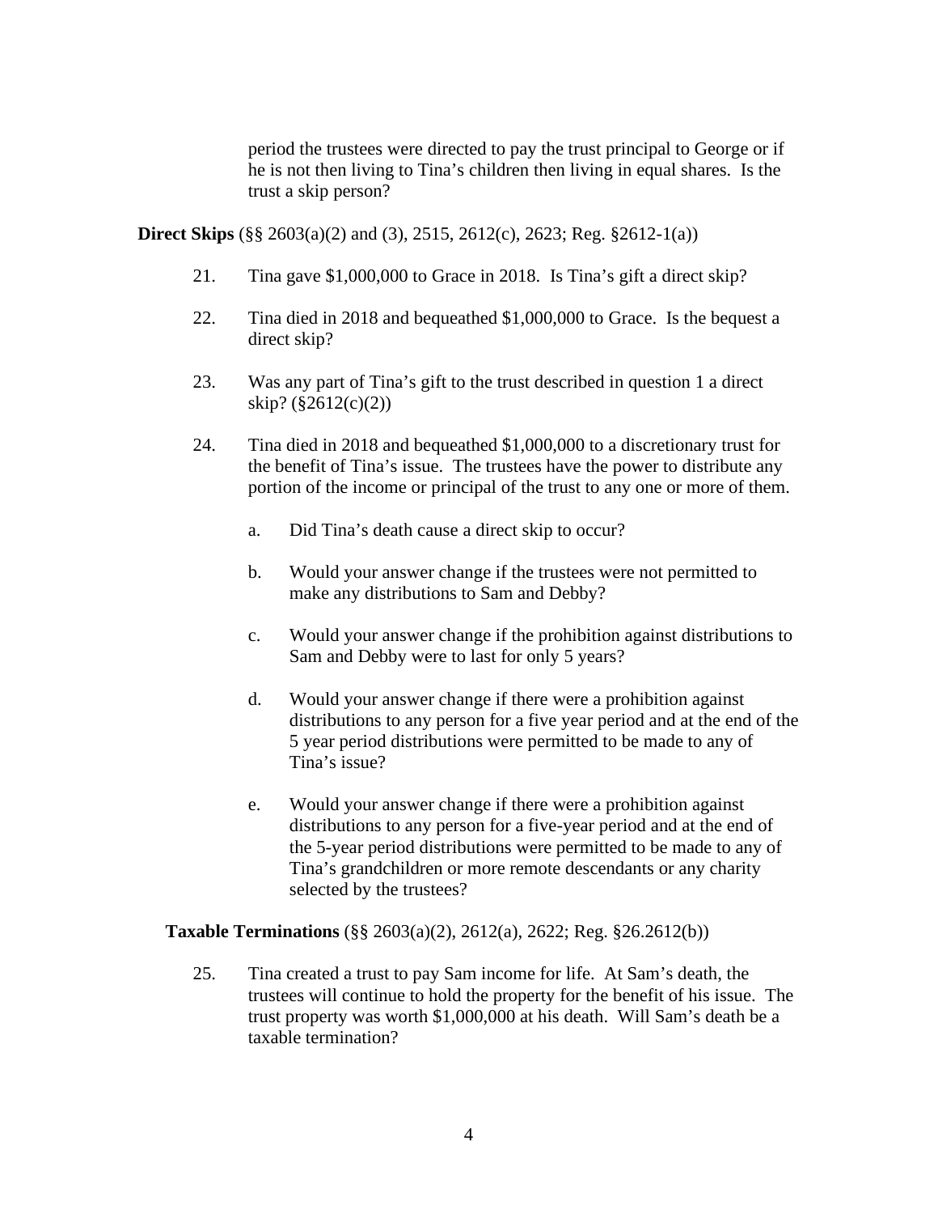period the trustees were directed to pay the trust principal to George or if he is not then living to Tina's children then living in equal shares. Is the trust a skip person?

**Direct Skips** (§§ 2603(a)(2) and (3), 2515, 2612(c), 2623; Reg. §2612-1(a))

21. Tina gave $1,000,000 to Grace in 2018. Is Tina's gift a direct skip?

22. Tina died in 2018 and bequeathed $1,000,000 to Grace. Is the bequest a direct skip?

23. Was any part of Tina's gift to the trust described in question 1 a direct skip? (§2612(c)(2))

24. Tina died in 2018 and bequeathed $1,000,000 to a discretionary trust for the benefit of Tina's issue. The trustees have the power to distribute any portion of the income or principal of the trust to any one or more of them.

    a. Did Tina's death cause a direct skip to occur?

    b. Would your answer change if the trustees were not permitted to make any distributions to Sam and Debby?

    c. Would your answer change if the prohibition against distributions to Sam and Debby were to last for only 5 years?

    d. Would your answer change if there were a prohibition against distributions to any person for a five year period and at the end of the 5 year period distributions were permitted to be made to any of Tina's issue?

    e. Would your answer change if there were a prohibition against distributions to any person for a five-year period and at the end of the 5-year period distributions were permitted to be made to any of Tina's grandchildren or more remote descendants or any charity selected by the trustees?

**Taxable Terminations** (§§ 2603(a)(2), 2612(a), 2622; Reg. §26.2612(b))

25. Tina created a trust to pay Sam income for life. At Sam's death, the trustees will continue to hold the property for the benefit of his issue. The trust property was worth $1,000,000 at his death. Will Sam's death be a taxable termination?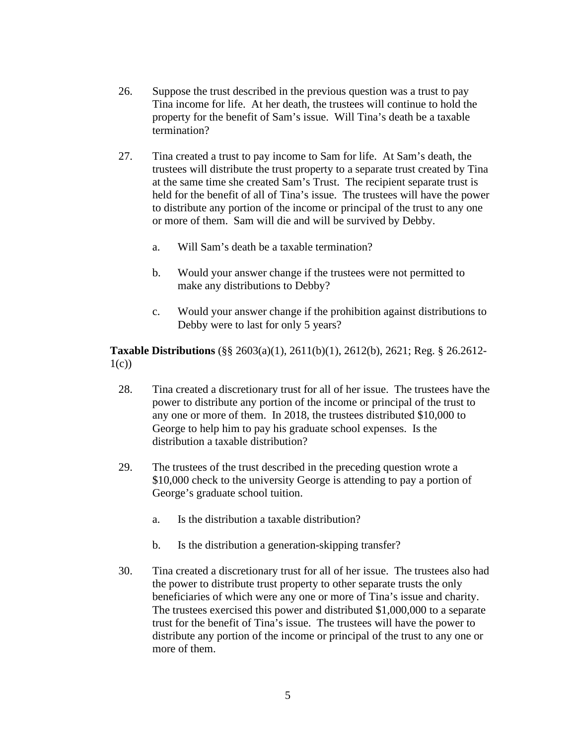26. Suppose the trust described in the previous question was a trust to pay Tina income for life. At her death, the trustees will continue to hold the property for the benefit of Sam's issue. Will Tina's death be a taxable termination?

27. Tina created a trust to pay income to Sam for life. At Sam's death, the trustees will distribute the trust property to a separate trust created by Tina at the same time she created Sam's Trust. The recipient separate trust is held for the benefit of all of Tina's issue. The trustees will have the power to distribute any portion of the income or principal of the trust to any one or more of them. Sam will die and will be survived by Debby.

    a. Will Sam's death be a taxable termination?

    b. Would your answer change if the trustees were not permitted to make any distributions to Debby?

    c. Would your answer change if the prohibition against distributions to Debby were to last for only 5 years?

**Taxable Distributions** (§§ 2603(a)(1), 2611(b)(1), 2612(b), 2621; Reg. § 26.2612-1(c))

28. Tina created a discretionary trust for all of her issue. The trustees have the power to distribute any portion of the income or principal of the trust to any one or more of them. In 2018, the trustees distributed $10,000 to George to help him to pay his graduate school expenses. Is the distribution a taxable distribution?

29. The trustees of the trust described in the preceding question wrote a $10,000 check to the university George is attending to pay a portion of George's graduate school tuition.

    a. Is the distribution a taxable distribution?

    b. Is the distribution a generation-skipping transfer?

30. Tina created a discretionary trust for all of her issue. The trustees also had the power to distribute trust property to other separate trusts the only beneficiaries of which were any one or more of Tina's issue and charity. The trustees exercised this power and distributed $1,000,000 to a separate trust for the benefit of Tina's issue. The trustees will have the power to distribute any portion of the income or principal of the trust to any one or more of them.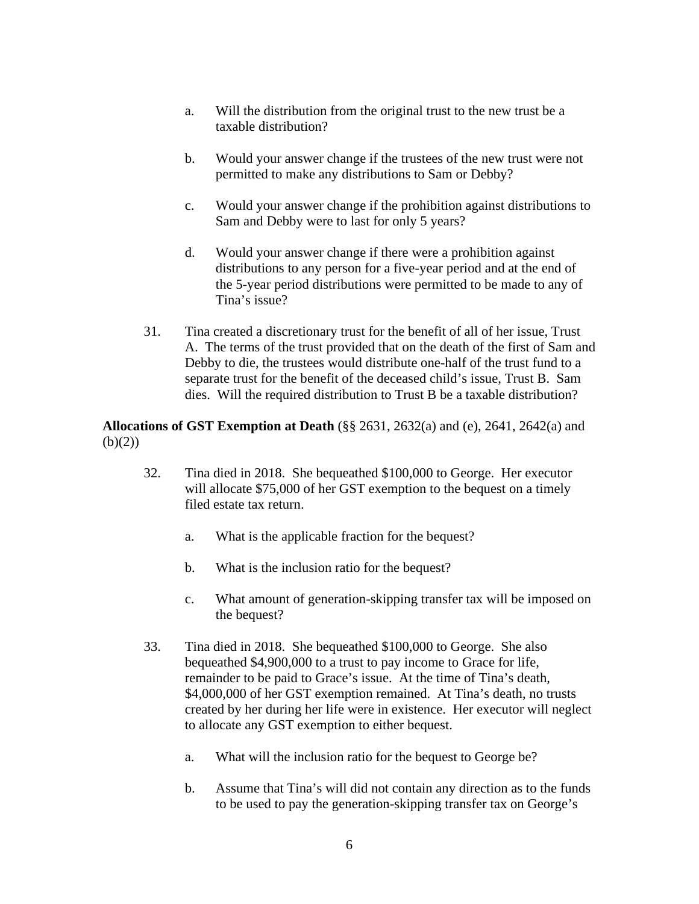a. Will the distribution from the original trust to the new trust be a taxable distribution?

b. Would your answer change if the trustees of the new trust were not permitted to make any distributions to Sam or Debby?

c. Would your answer change if the prohibition against distributions to Sam and Debby were to last for only 5 years?

d. Would your answer change if there were a prohibition against distributions to any person for a five-year period and at the end of the 5-year period distributions were permitted to be made to any of Tina's issue?

31. Tina created a discretionary trust for the benefit of all of her issue, Trust A. The terms of the trust provided that on the death of the first of Sam and Debby to die, the trustees would distribute one-half of the trust fund to a separate trust for the benefit of the deceased child's issue, Trust B. Sam dies. Will the required distribution to Trust B be a taxable distribution?

**Allocations of GST Exemption at Death** (§§ 2631, 2632(a) and (e), 2641, 2642(a) and (b)(2))

32. Tina died in 2018. She bequeathed \$100,000 to George. Her executor will allocate \$75,000 of her GST exemption to the bequest on a timely filed estate tax return.

   a. What is the applicable fraction for the bequest?

   b. What is the inclusion ratio for the bequest?

   c. What amount of generation-skipping transfer tax will be imposed on the bequest?

33. Tina died in 2018. She bequeathed \$100,000 to George. She also bequeathed \$4,900,000 to a trust to pay income to Grace for life, remainder to be paid to Grace's issue. At the time of Tina's death, \$4,000,000 of her GST exemption remained. At Tina's death, no trusts created by her during her life were in existence. Her executor will neglect to allocate any GST exemption to either bequest.

   a. What will the inclusion ratio for the bequest to George be?

   b. Assume that Tina's will did not contain any direction as to the funds to be used to pay the generation-skipping transfer tax on George's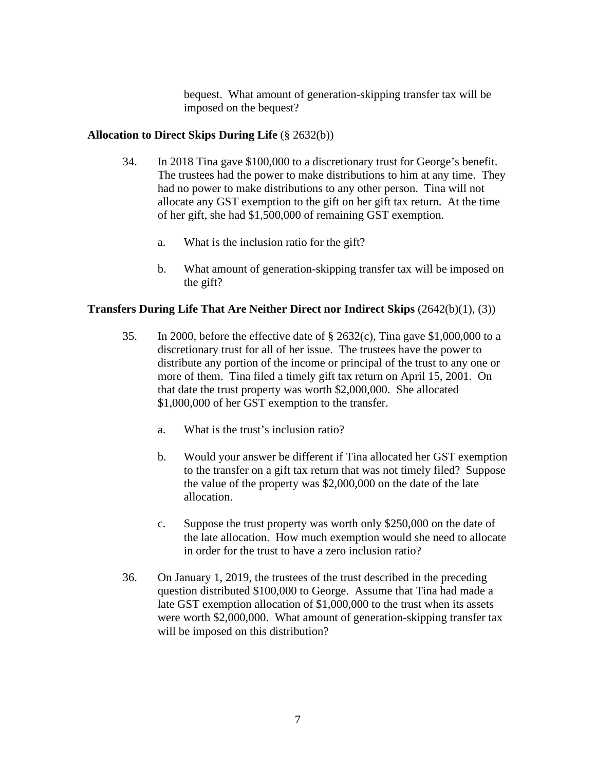bequest. What amount of generation-skipping transfer tax will be imposed on the bequest?

**Allocation to Direct Skips During Life** (§ 2632(b))

34. In 2018 Tina gave $100,000 to a discretionary trust for George's benefit. The trustees had the power to make distributions to him at any time. They had no power to make distributions to any other person. Tina will not allocate any GST exemption to the gift on her gift tax return. At the time of her gift, she had $1,500,000 of remaining GST exemption.

    a. What is the inclusion ratio for the gift?

    b. What amount of generation-skipping transfer tax will be imposed on the gift?

**Transfers During Life That Are Neither Direct nor Indirect Skips** (2642(b)(1), (3))

35. In 2000, before the effective date of § 2632(c), Tina gave $1,000,000 to a discretionary trust for all of her issue. The trustees have the power to distribute any portion of the income or principal of the trust to any one or more of them. Tina filed a timely gift tax return on April 15, 2001. On that date the trust property was worth $2,000,000. She allocated $1,000,000 of her GST exemption to the transfer.

    a. What is the trust's inclusion ratio?

    b. Would your answer be different if Tina allocated her GST exemption to the transfer on a gift tax return that was not timely filed? Suppose the value of the property was $2,000,000 on the date of the late allocation.

    c. Suppose the trust property was worth only $250,000 on the date of the late allocation. How much exemption would she need to allocate in order for the trust to have a zero inclusion ratio?

36. On January 1, 2019, the trustees of the trust described in the preceding question distributed $100,000 to George. Assume that Tina had made a late GST exemption allocation of $1,000,000 to the trust when its assets were worth $2,000,000. What amount of generation-skipping transfer tax will be imposed on this distribution?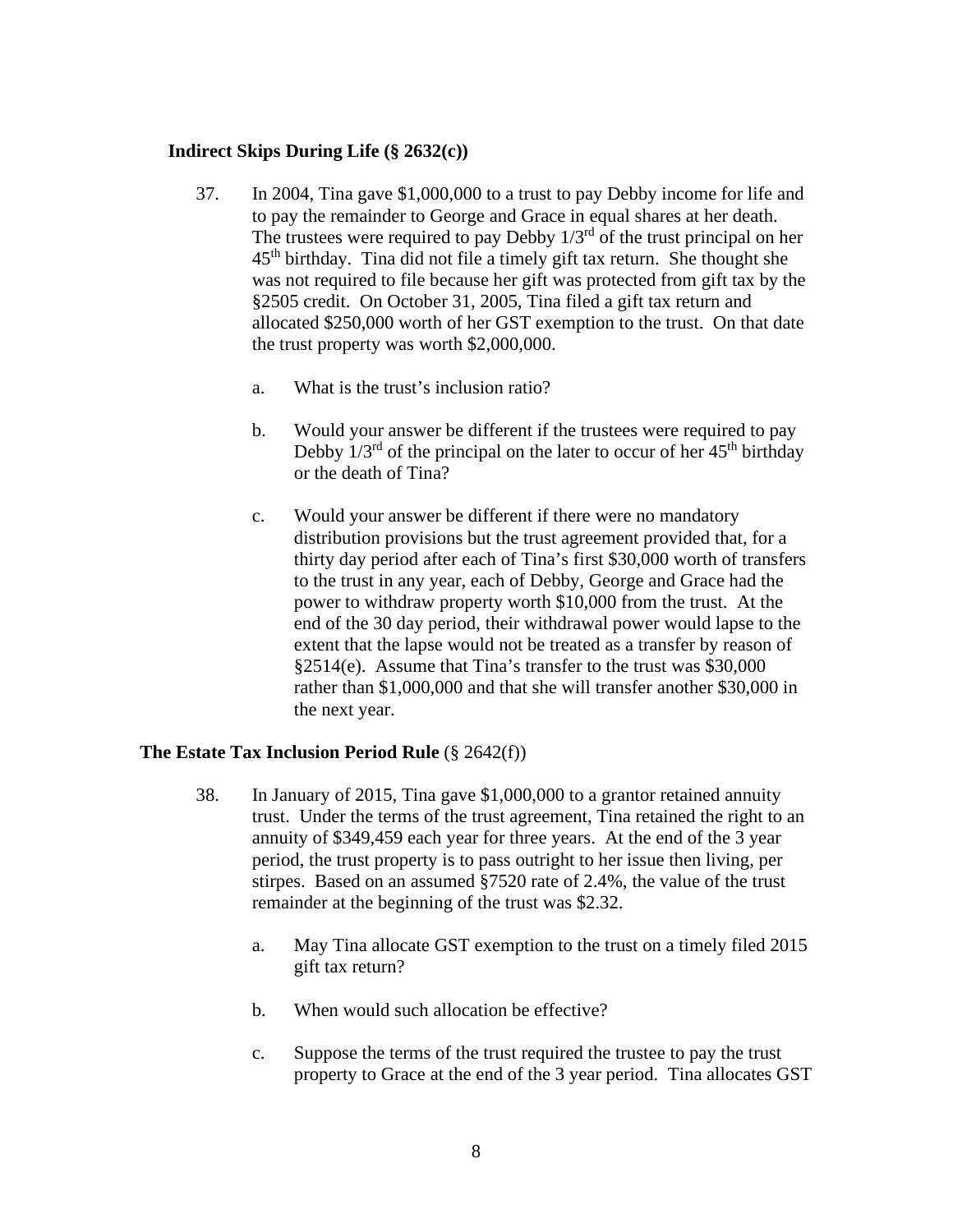**Indirect Skips During Life (§ 2632(c))**

37. In 2004, Tina gave $1,000,000 to a trust to pay Debby income for life and to pay the remainder to George and Grace in equal shares at her death. The trustees were required to pay Debby 1/3rd of the trust principal on her 45th birthday. Tina did not file a timely gift tax return. She thought she was not required to file because her gift was protected from gift tax by the §2505 credit. On October 31, 2005, Tina filed a gift tax return and allocated $250,000 worth of her GST exemption to the trust. On that date the trust property was worth $2,000,000.

    a. What is the trust's inclusion ratio?

    b. Would your answer be different if the trustees were required to pay Debby 1/3rd of the principal on the later to occur of her 45th birthday or the death of Tina?

    c. Would your answer be different if there were no mandatory distribution provisions but the trust agreement provided that, for a thirty day period after each of Tina's first $30,000 worth of transfers to the trust in any year, each of Debby, George and Grace had the power to withdraw property worth $10,000 from the trust. At the end of the 30 day period, their withdrawal power would lapse to the extent that the lapse would not be treated as a transfer by reason of §2514(e). Assume that Tina's transfer to the trust was $30,000 rather than $1,000,000 and that she will transfer another $30,000 in the next year.

**The Estate Tax Inclusion Period Rule** (§ 2642(f))

38. In January of 2015, Tina gave $1,000,000 to a grantor retained annuity trust. Under the terms of the trust agreement, Tina retained the right to an annuity of $349,459 each year for three years. At the end of the 3 year period, the trust property is to pass outright to her issue then living, per stirpes. Based on an assumed §7520 rate of 2.4%, the value of the trust remainder at the beginning of the trust was $2.32.

    a. May Tina allocate GST exemption to the trust on a timely filed 2015 gift tax return?

    b. When would such allocation be effective?

    c. Suppose the terms of the trust required the trustee to pay the trust property to Grace at the end of the 3 year period. Tina allocates GST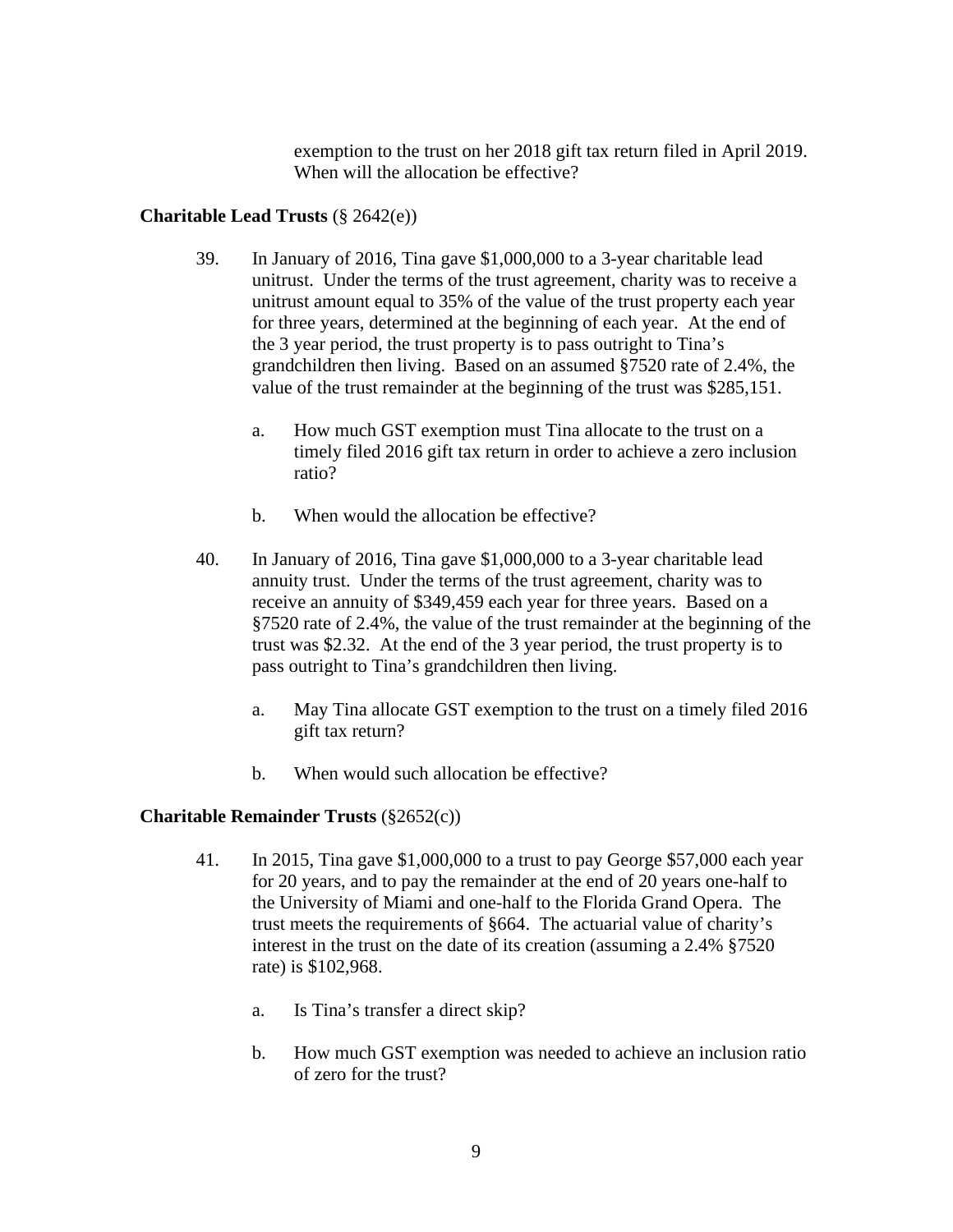exemption to the trust on her 2018 gift tax return filed in April 2019. When will the allocation be effective?

**Charitable Lead Trusts** (§ 2642(e))

39. In January of 2016, Tina gave $1,000,000 to a 3-year charitable lead unitrust. Under the terms of the trust agreement, charity was to receive a unitrust amount equal to 35% of the value of the trust property each year for three years, determined at the beginning of each year. At the end of the 3 year period, the trust property is to pass outright to Tina's grandchildren then living. Based on an assumed §7520 rate of 2.4%, the value of the trust remainder at the beginning of the trust was $285,151.

    a. How much GST exemption must Tina allocate to the trust on a timely filed 2016 gift tax return in order to achieve a zero inclusion ratio?

    b. When would the allocation be effective?

40. In January of 2016, Tina gave $1,000,000 to a 3-year charitable lead annuity trust. Under the terms of the trust agreement, charity was to receive an annuity of $349,459 each year for three years. Based on a §7520 rate of 2.4%, the value of the trust remainder at the beginning of the trust was $2.32. At the end of the 3 year period, the trust property is to pass outright to Tina's grandchildren then living.

    a. May Tina allocate GST exemption to the trust on a timely filed 2016 gift tax return?

    b. When would such allocation be effective?

**Charitable Remainder Trusts** (§2652(c))

41. In 2015, Tina gave $1,000,000 to a trust to pay George $57,000 each year for 20 years, and to pay the remainder at the end of 20 years one-half to the University of Miami and one-half to the Florida Grand Opera. The trust meets the requirements of §664. The actuarial value of charity's interest in the trust on the date of its creation (assuming a 2.4% §7520 rate) is $102,968.

    a. Is Tina's transfer a direct skip?

    b. How much GST exemption was needed to achieve an inclusion ratio of zero for the trust?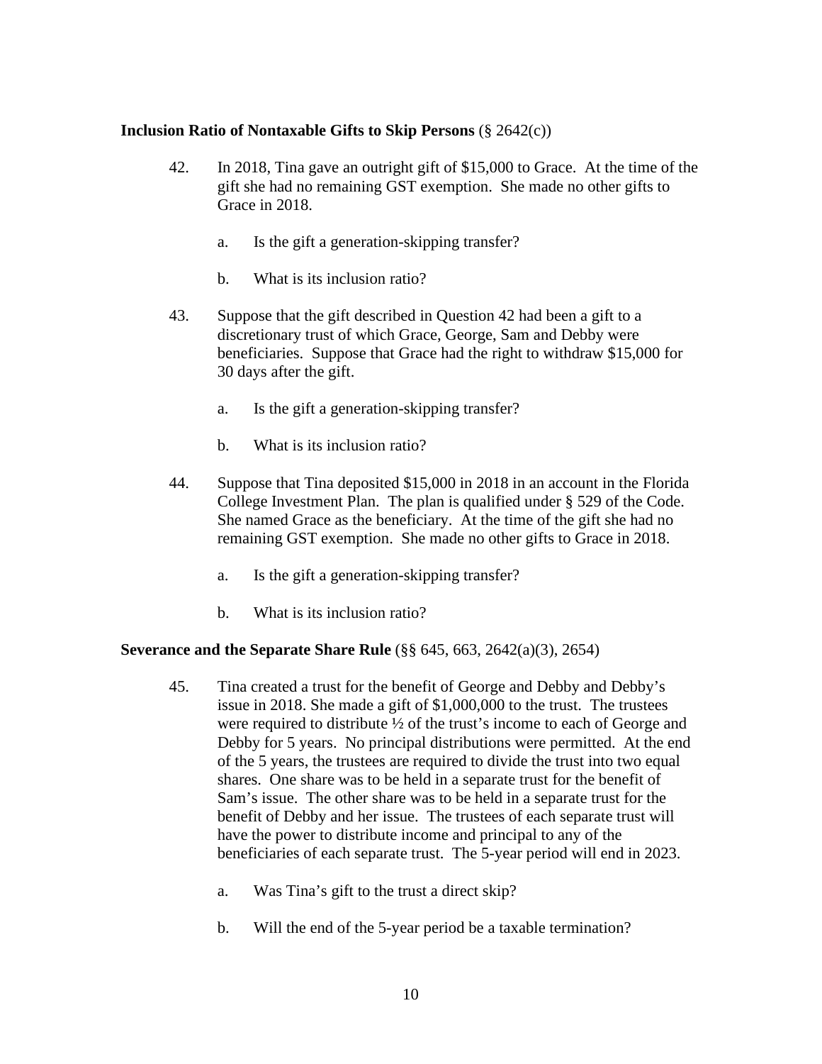**Inclusion Ratio of Nontaxable Gifts to Skip Persons** (§ 2642(c))

42. In 2018, Tina gave an outright gift of $15,000 to Grace. At the time of the gift she had no remaining GST exemption. She made no other gifts to Grace in 2018.

    a. Is the gift a generation-skipping transfer?

    b. What is its inclusion ratio?

43. Suppose that the gift described in Question 42 had been a gift to a discretionary trust of which Grace, George, Sam and Debby were beneficiaries. Suppose that Grace had the right to withdraw $15,000 for 30 days after the gift.

    a. Is the gift a generation-skipping transfer?

    b. What is its inclusion ratio?

44. Suppose that Tina deposited $15,000 in 2018 in an account in the Florida College Investment Plan. The plan is qualified under § 529 of the Code. She named Grace as the beneficiary. At the time of the gift she had no remaining GST exemption. She made no other gifts to Grace in 2018.

    a. Is the gift a generation-skipping transfer?

    b. What is its inclusion ratio?

**Severance and the Separate Share Rule** (§§ 645, 663, 2642(a)(3), 2654)

45. Tina created a trust for the benefit of George and Debby and Debby's issue in 2018. She made a gift of $1,000,000 to the trust. The trustees were required to distribute ½ of the trust's income to each of George and Debby for 5 years. No principal distributions were permitted. At the end of the 5 years, the trustees are required to divide the trust into two equal shares. One share was to be held in a separate trust for the benefit of Sam's issue. The other share was to be held in a separate trust for the benefit of Debby and her issue. The trustees of each separate trust will have the power to distribute income and principal to any of the beneficiaries of each separate trust. The 5-year period will end in 2023.

    a. Was Tina's gift to the trust a direct skip?

    b. Will the end of the 5-year period be a taxable termination?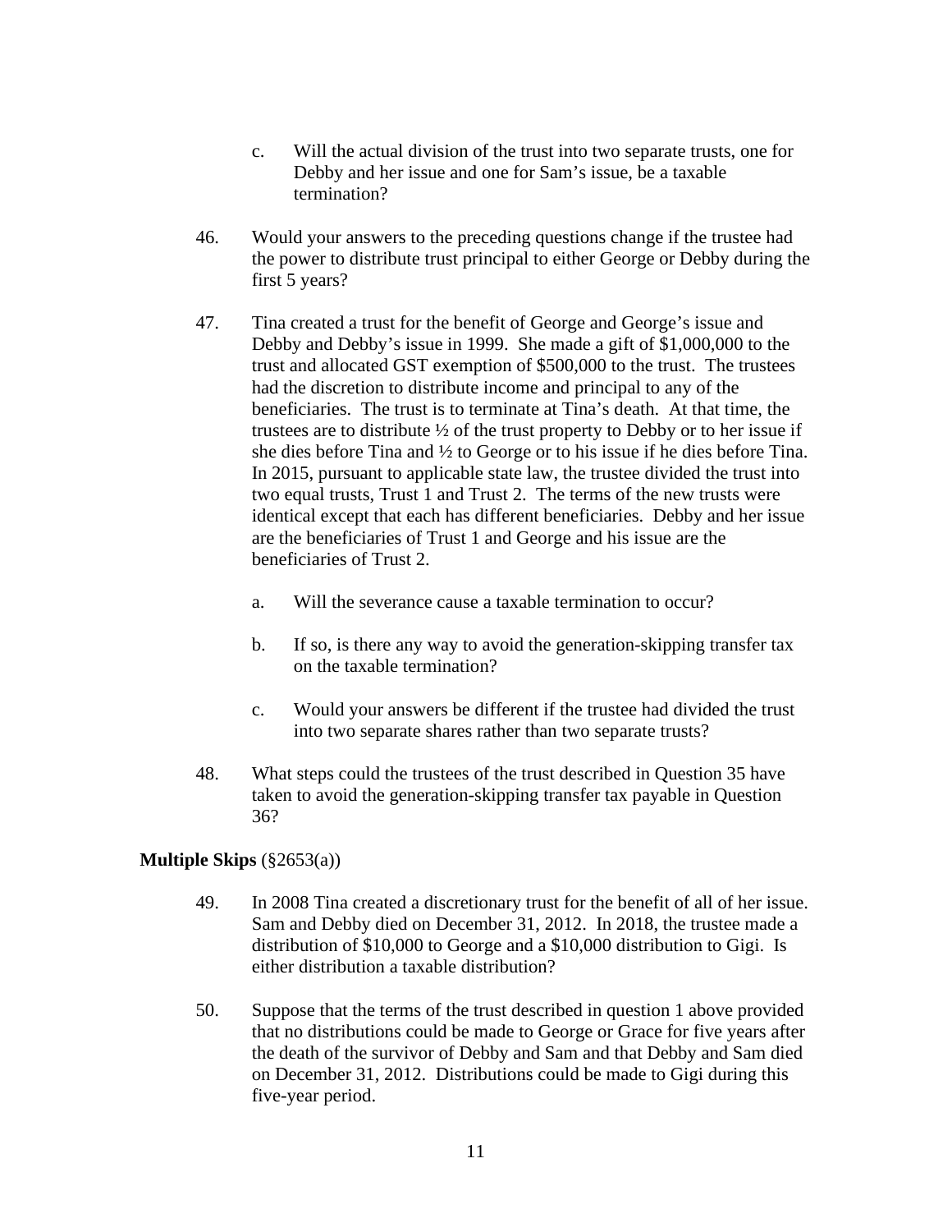c. Will the actual division of the trust into two separate trusts, one for Debby and her issue and one for Sam's issue, be a taxable termination?

46. Would your answers to the preceding questions change if the trustee had the power to distribute trust principal to either George or Debby during the first 5 years?

47. Tina created a trust for the benefit of George and George's issue and Debby and Debby's issue in 1999. She made a gift of $1,000,000 to the trust and allocated GST exemption of $500,000 to the trust. The trustees had the discretion to distribute income and principal to any of the beneficiaries. The trust is to terminate at Tina's death. At that time, the trustees are to distribute ½ of the trust property to Debby or to her issue if she dies before Tina and ½ to George or to his issue if he dies before Tina. In 2015, pursuant to applicable state law, the trustee divided the trust into two equal trusts, Trust 1 and Trust 2. The terms of the new trusts were identical except that each has different beneficiaries. Debby and her issue are the beneficiaries of Trust 1 and George and his issue are the beneficiaries of Trust 2.

    a. Will the severance cause a taxable termination to occur?

    b. If so, is there any way to avoid the generation-skipping transfer tax on the taxable termination?

    c. Would your answers be different if the trustee had divided the trust into two separate shares rather than two separate trusts?

48. What steps could the trustees of the trust described in Question 35 have taken to avoid the generation-skipping transfer tax payable in Question 36?

**Multiple Skips** (§2653(a))

49. In 2008 Tina created a discretionary trust for the benefit of all of her issue. Sam and Debby died on December 31, 2012. In 2018, the trustee made a distribution of $10,000 to George and a $10,000 distribution to Gigi. Is either distribution a taxable distribution?

50. Suppose that the terms of the trust described in question 1 above provided that no distributions could be made to George or Grace for five years after the death of the survivor of Debby and Sam and that Debby and Sam died on December 31, 2012. Distributions could be made to Gigi during this five-year period.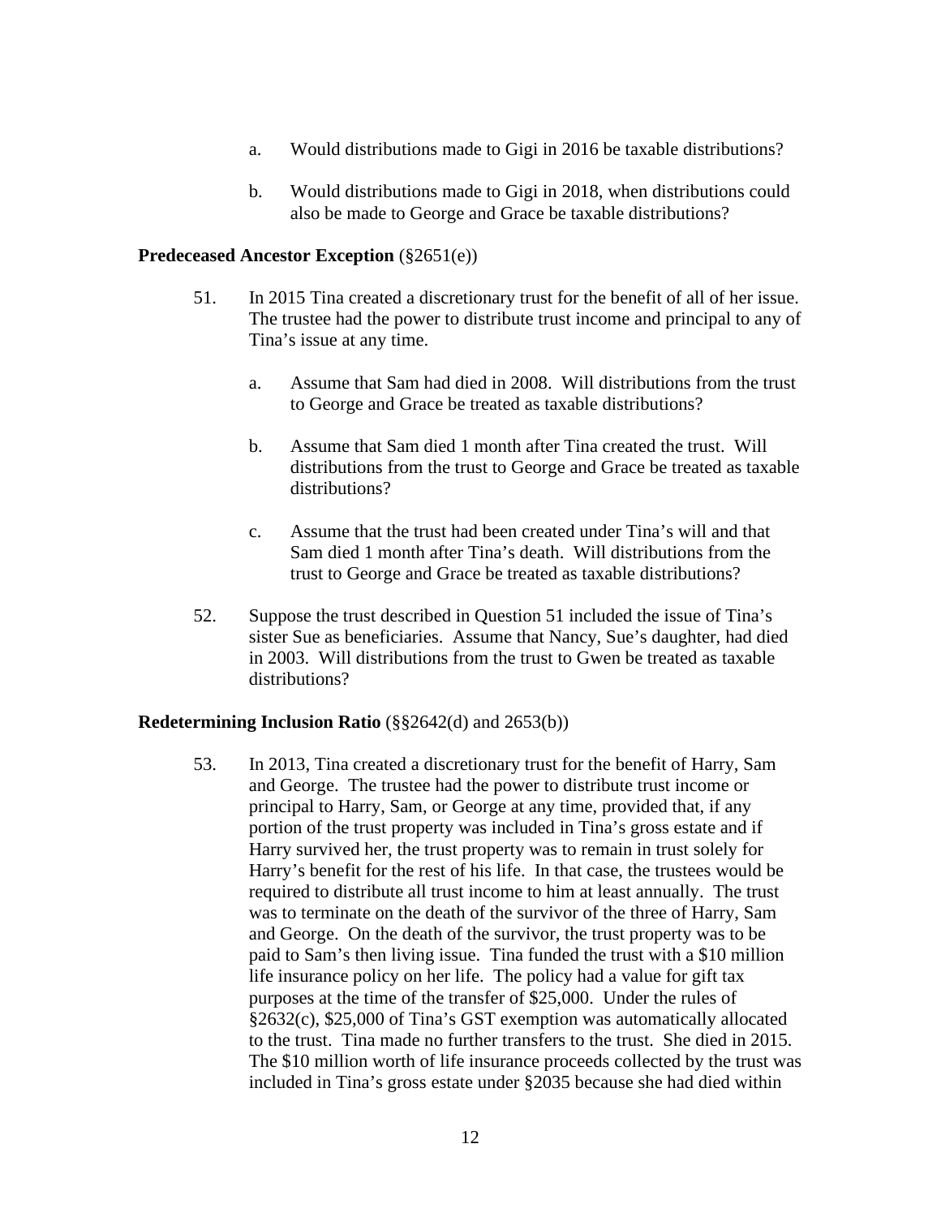a. Would distributions made to Gigi in 2016 be taxable distributions?

b. Would distributions made to Gigi in 2018, when distributions could also be made to George and Grace be taxable distributions?

**Predeceased Ancestor Exception** (§2651(e))

51. In 2015 Tina created a discretionary trust for the benefit of all of her issue. The trustee had the power to distribute trust income and principal to any of Tina's issue at any time.

    a. Assume that Sam had died in 2008. Will distributions from the trust to George and Grace be treated as taxable distributions?

    b. Assume that Sam died 1 month after Tina created the trust. Will distributions from the trust to George and Grace be treated as taxable distributions?

    c. Assume that the trust had been created under Tina's will and that Sam died 1 month after Tina's death. Will distributions from the trust to George and Grace be treated as taxable distributions?

52. Suppose the trust described in Question 51 included the issue of Tina's sister Sue as beneficiaries. Assume that Nancy, Sue's daughter, had died in 2003. Will distributions from the trust to Gwen be treated as taxable distributions?

**Redetermining Inclusion Ratio** (§§2642(d) and 2653(b))

53. In 2013, Tina created a discretionary trust for the benefit of Harry, Sam and George. The trustee had the power to distribute trust income or principal to Harry, Sam, or George at any time, provided that, if any portion of the trust property was included in Tina's gross estate and if Harry survived her, the trust property was to remain in trust solely for Harry's benefit for the rest of his life. In that case, the trustees would be required to distribute all trust income to him at least annually. The trust was to terminate on the death of the survivor of the three of Harry, Sam and George. On the death of the survivor, the trust property was to be paid to Sam's then living issue. Tina funded the trust with a $10 million life insurance policy on her life. The policy had a value for gift tax purposes at the time of the transfer of $25,000. Under the rules of §2632(c), $25,000 of Tina's GST exemption was automatically allocated to the trust. Tina made no further transfers to the trust. She died in 2015. The $10 million worth of life insurance proceeds collected by the trust was included in Tina's gross estate under §2035 because she had died within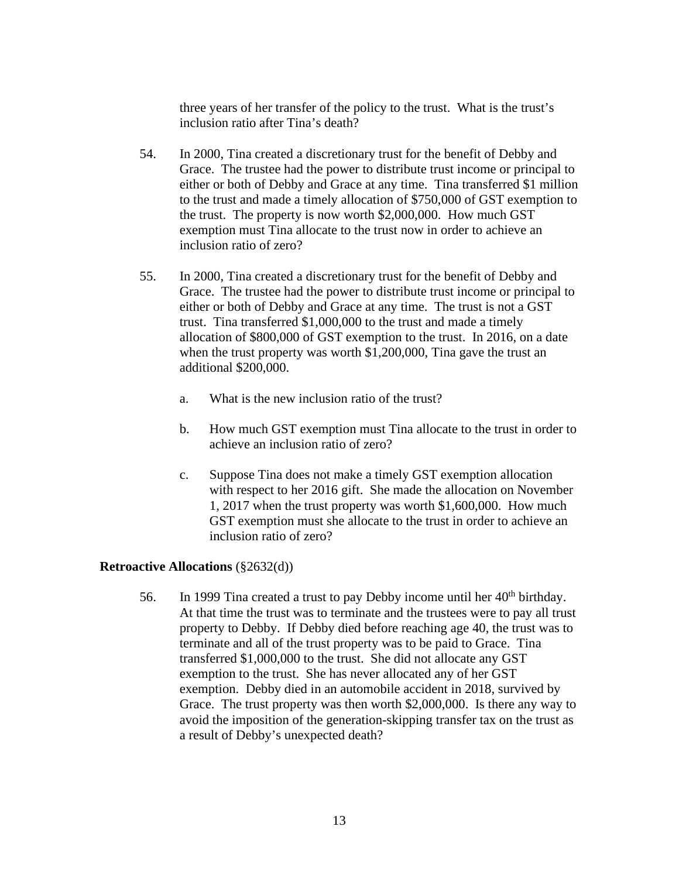three years of her transfer of the policy to the trust. What is the trust's inclusion ratio after Tina's death?

54. In 2000, Tina created a discretionary trust for the benefit of Debby and Grace. The trustee had the power to distribute trust income or principal to either or both of Debby and Grace at any time. Tina transferred $1 million to the trust and made a timely allocation of $750,000 of GST exemption to the trust. The property is now worth $2,000,000. How much GST exemption must Tina allocate to the trust now in order to achieve an inclusion ratio of zero?

55. In 2000, Tina created a discretionary trust for the benefit of Debby and Grace. The trustee had the power to distribute trust income or principal to either or both of Debby and Grace at any time. The trust is not a GST trust. Tina transferred $1,000,000 to the trust and made a timely allocation of $800,000 of GST exemption to the trust. In 2016, on a date when the trust property was worth $1,200,000, Tina gave the trust an additional $200,000.

    a. What is the new inclusion ratio of the trust?

    b. How much GST exemption must Tina allocate to the trust in order to achieve an inclusion ratio of zero?

    c. Suppose Tina does not make a timely GST exemption allocation with respect to her 2016 gift. She made the allocation on November 1, 2017 when the trust property was worth $1,600,000. How much GST exemption must she allocate to the trust in order to achieve an inclusion ratio of zero?

**Retroactive Allocations** (§2632(d))

56. In 1999 Tina created a trust to pay Debby income until her 40th birthday. At that time the trust was to terminate and the trustees were to pay all trust property to Debby. If Debby died before reaching age 40, the trust was to terminate and all of the trust property was to be paid to Grace. Tina transferred $1,000,000 to the trust. She did not allocate any GST exemption to the trust. She has never allocated any of her GST exemption. Debby died in an automobile accident in 2018, survived by Grace. The trust property was then worth $2,000,000. Is there any way to avoid the imposition of the generation-skipping transfer tax on the trust as a result of Debby's unexpected death?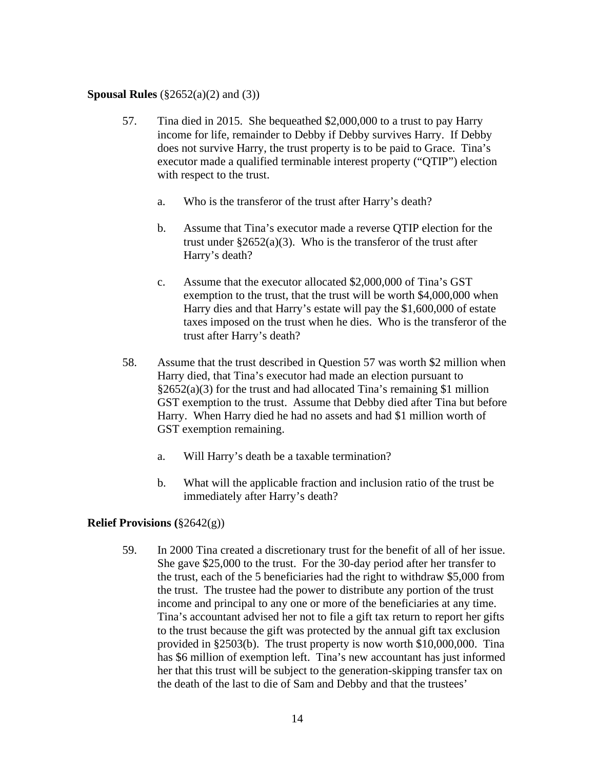**Spousal Rules** (§2652(a)(2) and (3))

57. Tina died in 2015. She bequeathed $2,000,000 to a trust to pay Harry income for life, remainder to Debby if Debby survives Harry. If Debby does not survive Harry, the trust property is to be paid to Grace. Tina's executor made a qualified terminable interest property ("QTIP") election with respect to the trust.

    a. Who is the transferor of the trust after Harry's death?

    b. Assume that Tina's executor made a reverse QTIP election for the trust under §2652(a)(3). Who is the transferor of the trust after Harry's death?

    c. Assume that the executor allocated $2,000,000 of Tina's GST exemption to the trust, that the trust will be worth $4,000,000 when Harry dies and that Harry's estate will pay the $1,600,000 of estate taxes imposed on the trust when he dies. Who is the transferor of the trust after Harry's death?

58. Assume that the trust described in Question 57 was worth $2 million when Harry died, that Tina's executor had made an election pursuant to §2652(a)(3) for the trust and had allocated Tina's remaining $1 million GST exemption to the trust. Assume that Debby died after Tina but before Harry. When Harry died he had no assets and had $1 million worth of GST exemption remaining.

    a. Will Harry's death be a taxable termination?

    b. What will the applicable fraction and inclusion ratio of the trust be immediately after Harry's death?

**Relief Provisions (**§2642(g))

59. In 2000 Tina created a discretionary trust for the benefit of all of her issue. She gave $25,000 to the trust. For the 30-day period after her transfer to the trust, each of the 5 beneficiaries had the right to withdraw $5,000 from the trust. The trustee had the power to distribute any portion of the trust income and principal to any one or more of the beneficiaries at any time. Tina's accountant advised her not to file a gift tax return to report her gifts to the trust because the gift was protected by the annual gift tax exclusion provided in §2503(b). The trust property is now worth $10,000,000. Tina has $6 million of exemption left. Tina's new accountant has just informed her that this trust will be subject to the generation-skipping transfer tax on the death of the last to die of Sam and Debby and that the trustees'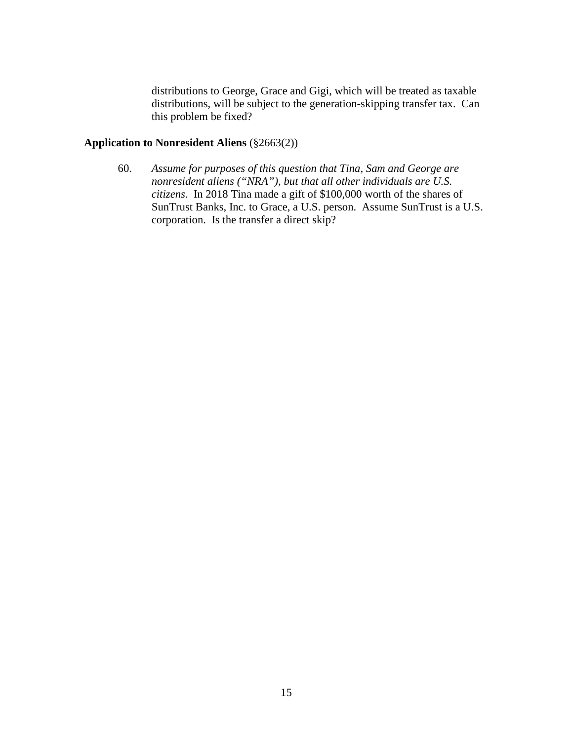distributions to George, Grace and Gigi, which will be treated as taxable distributions, will be subject to the generation-skipping transfer tax. Can this problem be fixed?

**Application to Nonresident Aliens** (§2663(2))

60. *Assume for purposes of this question that Tina, Sam and George are nonresident aliens ("NRA"), but that all other individuals are U.S. citizens.* In 2018 Tina made a gift of $100,000 worth of the shares of SunTrust Banks, Inc. to Grace, a U.S. person. Assume SunTrust is a U.S. corporation. Is the transfer a direct skip?